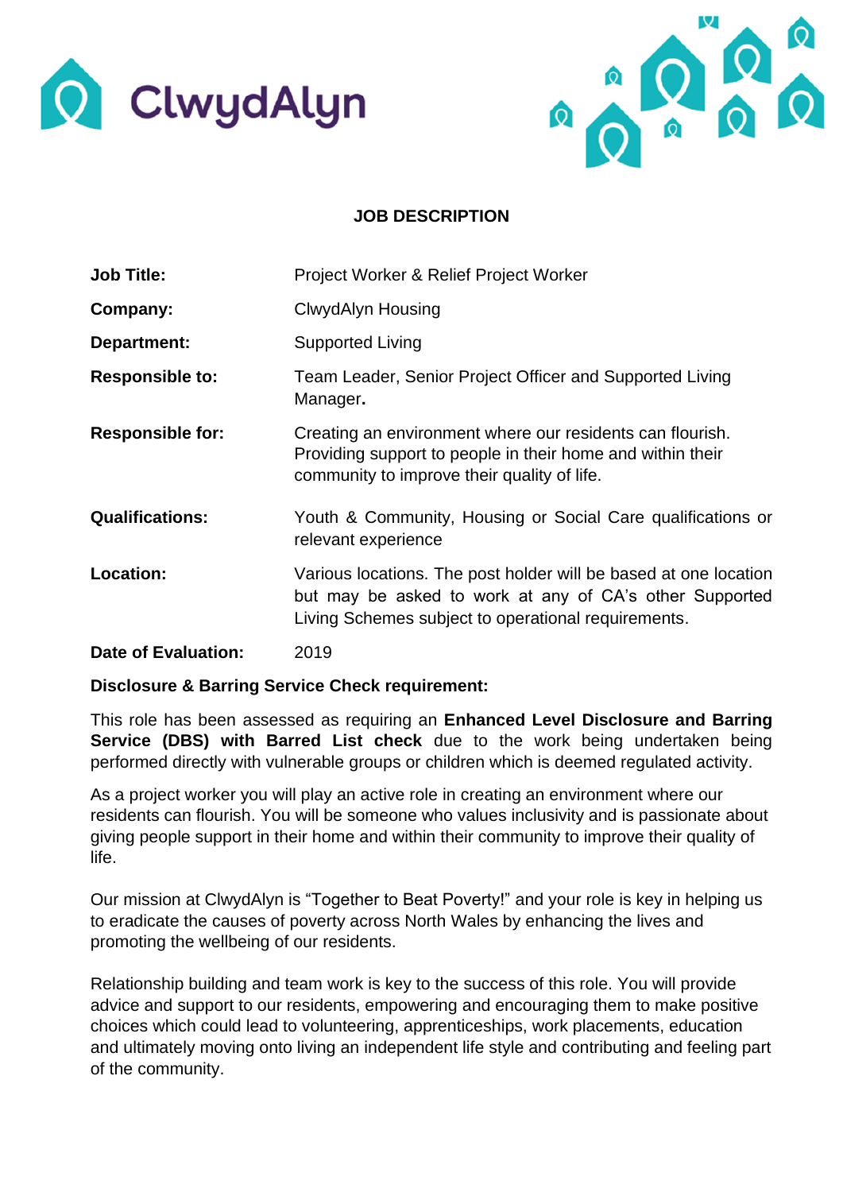ClwydAlyn

# JOB DESCRIPTION

| | |
|---|---|
| **Job Title:** | Project Worker & Relief Project Worker |
| **Company:** | ClwydAlyn Housing |
| **Department:** | Supported Living |
| **Responsible to:** | Team Leader, Senior Project Officer and Supported Living Manager**.** |
| **Responsible for:** | Creating an environment where our residents can flourish. Providing support to people in their home and within their community to improve their quality of life. |
| **Qualifications:** | Youth & Community, Housing or Social Care qualifications or relevant experience |
| **Location:** | Various locations. The post holder will be based at one location but may be asked to work at any of CA's other Supported Living Schemes subject to operational requirements. |
| **Date of Evaluation:** | 2019 |

**Disclosure & Barring Service Check requirement:**

This role has been assessed as requiring an **Enhanced Level Disclosure and Barring Service (DBS) with Barred List check** due to the work being undertaken being performed directly with vulnerable groups or children which is deemed regulated activity.

As a project worker you will play an active role in creating an environment where our residents can flourish. You will be someone who values inclusivity and is passionate about giving people support in their home and within their community to improve their quality of life.

Our mission at ClwydAlyn is "Together to Beat Poverty!" and your role is key in helping us to eradicate the causes of poverty across North Wales by enhancing the lives and promoting the wellbeing of our residents.

Relationship building and team work is key to the success of this role. You will provide advice and support to our residents, empowering and encouraging them to make positive choices which could lead to volunteering, apprenticeships, work placements, education and ultimately moving onto living an independent life style and contributing and feeling part of the community.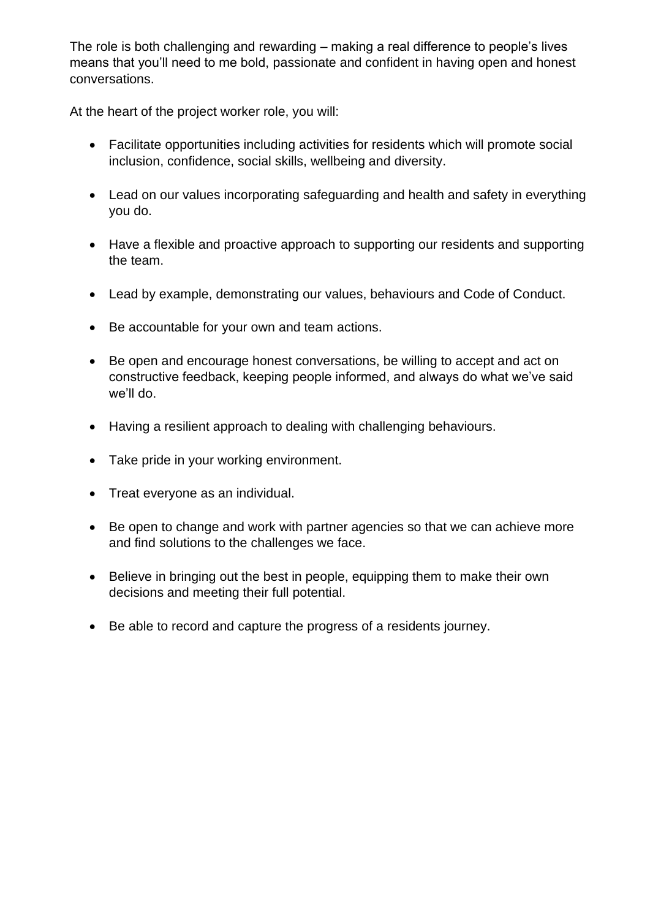The role is both challenging and rewarding – making a real difference to people's lives means that you'll need to me bold, passionate and confident in having open and honest conversations.

At the heart of the project worker role, you will:

- Facilitate opportunities including activities for residents which will promote social inclusion, confidence, social skills, wellbeing and diversity.
- Lead on our values incorporating safeguarding and health and safety in everything you do.
- Have a flexible and proactive approach to supporting our residents and supporting the team.
- Lead by example, demonstrating our values, behaviours and Code of Conduct.
- Be accountable for your own and team actions.
- Be open and encourage honest conversations, be willing to accept and act on constructive feedback, keeping people informed, and always do what we've said we'll do.
- Having a resilient approach to dealing with challenging behaviours.
- Take pride in your working environment.
- Treat everyone as an individual.
- Be open to change and work with partner agencies so that we can achieve more and find solutions to the challenges we face.
- Believe in bringing out the best in people, equipping them to make their own decisions and meeting their full potential.
- Be able to record and capture the progress of a residents journey.